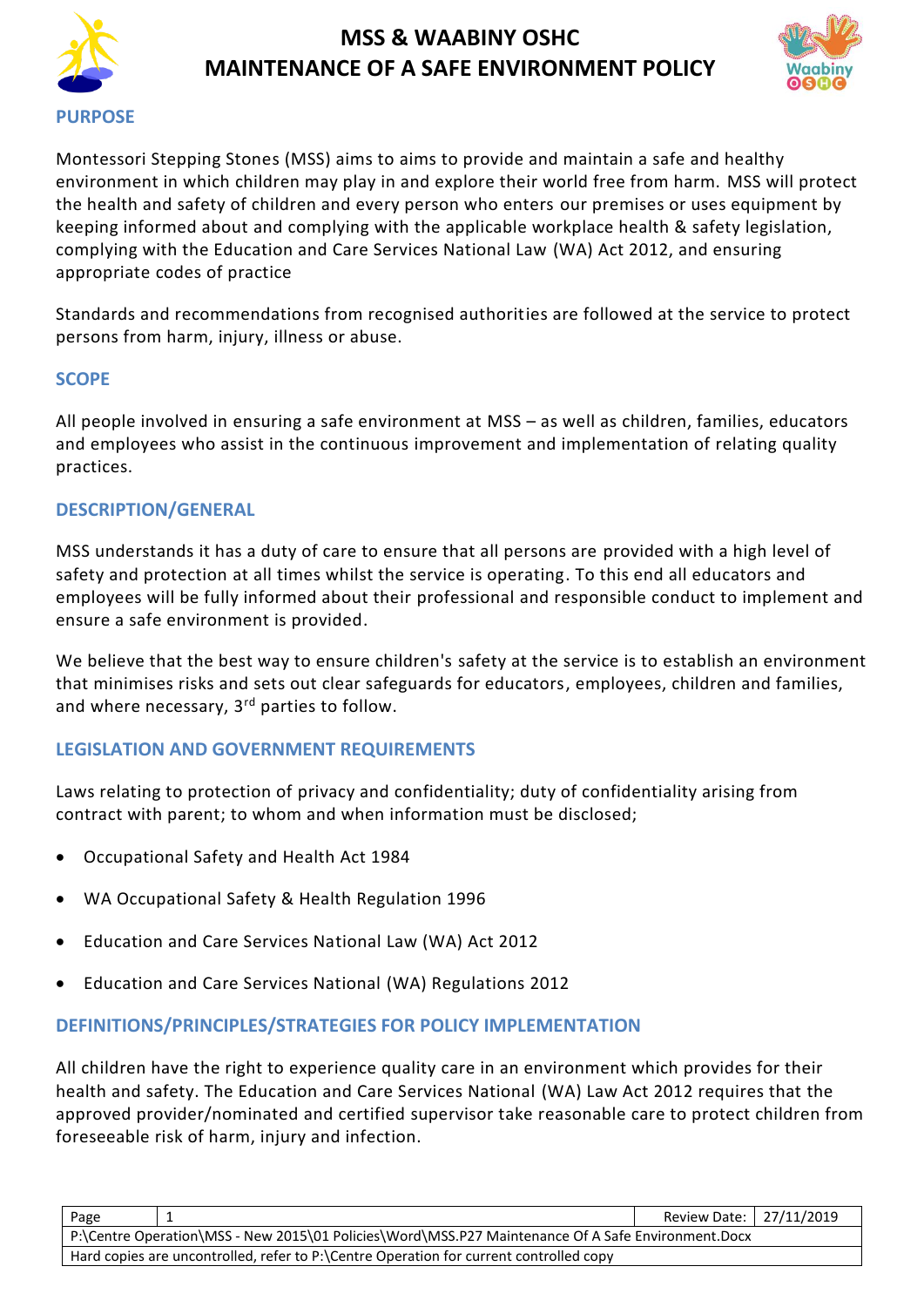# MSS & WAABINY OSHC
# MAINTENANCE OF A SAFE ENVIRONMENT POLICY

## PURPOSE

Montessori Stepping Stones (MSS) aims to aims to provide and maintain a safe and healthy environment in which children may play in and explore their world free from harm. MSS will protect the health and safety of children and every person who enters our premises or uses equipment by keeping informed about and complying with the applicable workplace health & safety legislation, complying with the Education and Care Services National Law (WA) Act 2012, and ensuring appropriate codes of practice

Standards and recommendations from recognised authorities are followed at the service to protect persons from harm, injury, illness or abuse.

## SCOPE

All people involved in ensuring a safe environment at MSS – as well as children, families, educators and employees who assist in the continuous improvement and implementation of relating quality practices.

## DESCRIPTION/GENERAL

MSS understands it has a duty of care to ensure that all persons are provided with a high level of safety and protection at all times whilst the service is operating. To this end all educators and employees will be fully informed about their professional and responsible conduct to implement and ensure a safe environment is provided.

We believe that the best way to ensure children's safety at the service is to establish an environment that minimises risks and sets out clear safeguards for educators, employees, children and families, and where necessary, 3rd parties to follow.

## LEGISLATION AND GOVERNMENT REQUIREMENTS

Laws relating to protection of privacy and confidentiality; duty of confidentiality arising from contract with parent; to whom and when information must be disclosed;

- Occupational Safety and Health Act 1984
- WA Occupational Safety & Health Regulation 1996
- Education and Care Services National Law (WA) Act 2012
- Education and Care Services National (WA) Regulations 2012

## DEFINITIONS/PRINCIPLES/STRATEGIES FOR POLICY IMPLEMENTATION

All children have the right to experience quality care in an environment which provides for their health and safety. The Education and Care Services National (WA) Law Act 2012 requires that the approved provider/nominated and certified supervisor take reasonable care to protect children from foreseeable risk of harm, injury and infection.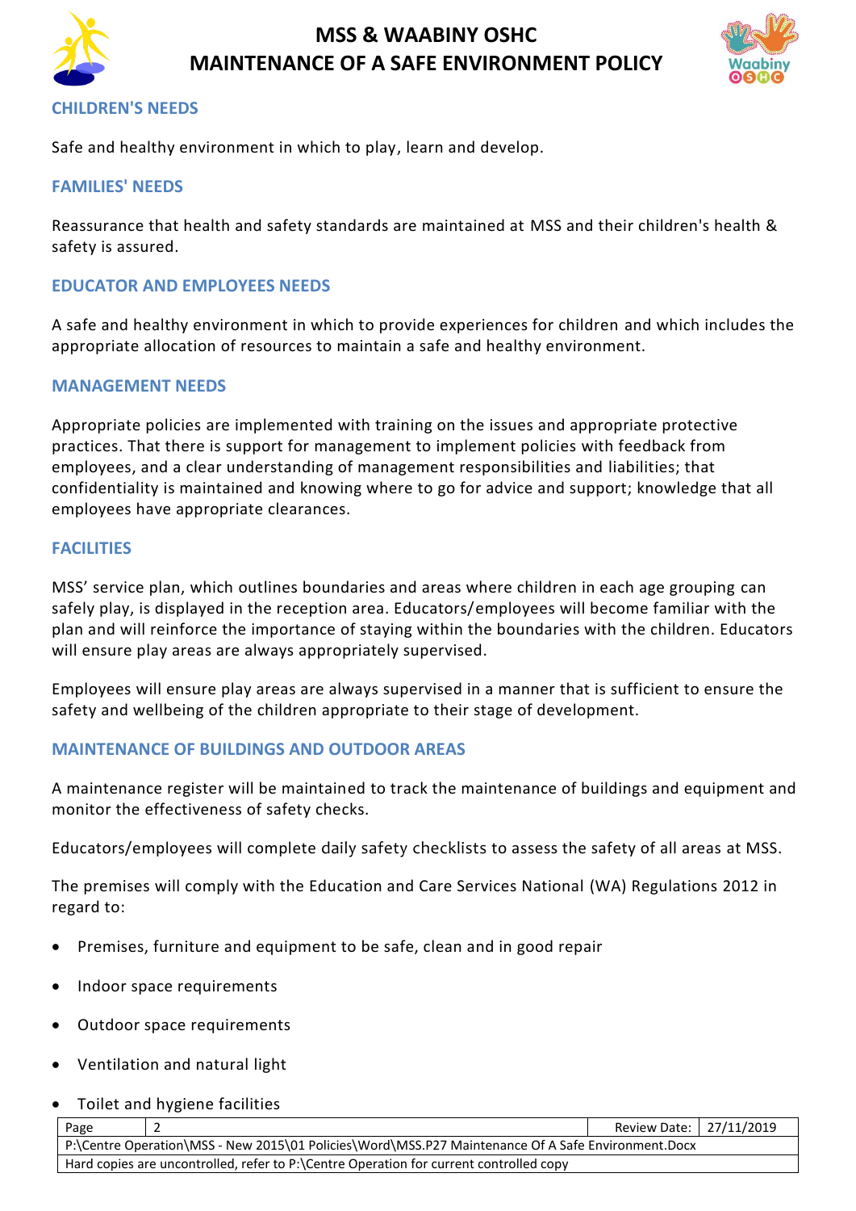## CHILDREN'S NEEDS

Safe and healthy environment in which to play, learn and develop.

## FAMILIES' NEEDS

Reassurance that health and safety standards are maintained at MSS and their children's health & safety is assured.

## EDUCATOR AND EMPLOYEES NEEDS

A safe and healthy environment in which to provide experiences for children and which includes the appropriate allocation of resources to maintain a safe and healthy environment.

## MANAGEMENT NEEDS

Appropriate policies are implemented with training on the issues and appropriate protective practices. That there is support for management to implement policies with feedback from employees, and a clear understanding of management responsibilities and liabilities; that confidentiality is maintained and knowing where to go for advice and support; knowledge that all employees have appropriate clearances.

## FACILITIES

MSS' service plan, which outlines boundaries and areas where children in each age grouping can safely play, is displayed in the reception area. Educators/employees will become familiar with the plan and will reinforce the importance of staying within the boundaries with the children. Educators will ensure play areas are always appropriately supervised.

Employees will ensure play areas are always supervised in a manner that is sufficient to ensure the safety and wellbeing of the children appropriate to their stage of development.

## MAINTENANCE OF BUILDINGS AND OUTDOOR AREAS

A maintenance register will be maintained to track the maintenance of buildings and equipment and monitor the effectiveness of safety checks.

Educators/employees will complete daily safety checklists to assess the safety of all areas at MSS.

The premises will comply with the Education and Care Services National (WA) Regulations 2012 in regard to:

- Premises, furniture and equipment to be safe, clean and in good repair
- Indoor space requirements
- Outdoor space requirements
- Ventilation and natural light
- Toilet and hygiene facilities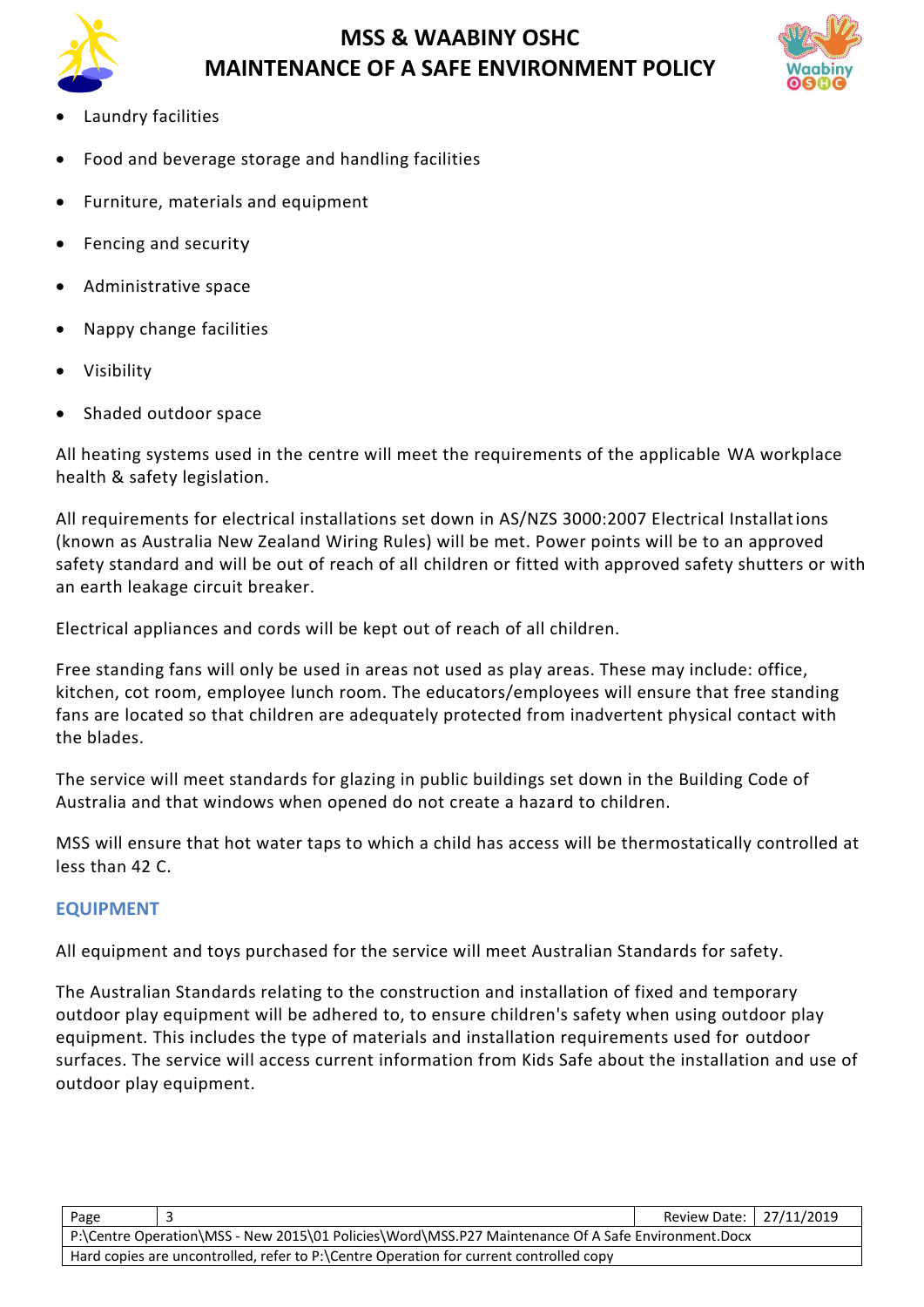- Laundry facilities
- Food and beverage storage and handling facilities
- Furniture, materials and equipment
- Fencing and security
- Administrative space
- Nappy change facilities
- Visibility
- Shaded outdoor space

All heating systems used in the centre will meet the requirements of the applicable WA workplace health & safety legislation.

All requirements for electrical installations set down in AS/NZS 3000:2007 Electrical Installations (known as Australia New Zealand Wiring Rules) will be met. Power points will be to an approved safety standard and will be out of reach of all children or fitted with approved safety shutters or with an earth leakage circuit breaker.

Electrical appliances and cords will be kept out of reach of all children.

Free standing fans will only be used in areas not used as play areas. These may include: office, kitchen, cot room, employee lunch room. The educators/employees will ensure that free standing fans are located so that children are adequately protected from inadvertent physical contact with the blades.

The service will meet standards for glazing in public buildings set down in the Building Code of Australia and that windows when opened do not create a hazard to children.

MSS will ensure that hot water taps to which a child has access will be thermostatically controlled at less than 42 C.

## EQUIPMENT

All equipment and toys purchased for the service will meet Australian Standards for safety.

The Australian Standards relating to the construction and installation of fixed and temporary outdoor play equipment will be adhered to, to ensure children's safety when using outdoor play equipment. This includes the type of materials and installation requirements used for outdoor surfaces. The service will access current information from Kids Safe about the installation and use of outdoor play equipment.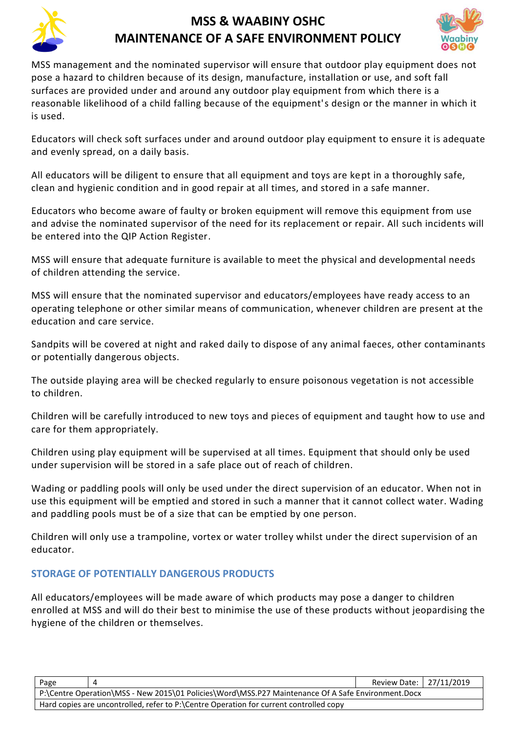MSS management and the nominated supervisor will ensure that outdoor play equipment does not pose a hazard to children because of its design, manufacture, installation or use, and soft fall surfaces are provided under and around any outdoor play equipment from which there is a reasonable likelihood of a child falling because of the equipment's design or the manner in which it is used.

Educators will check soft surfaces under and around outdoor play equipment to ensure it is adequate and evenly spread, on a daily basis.

All educators will be diligent to ensure that all equipment and toys are kept in a thoroughly safe, clean and hygienic condition and in good repair at all times, and stored in a safe manner.

Educators who become aware of faulty or broken equipment will remove this equipment from use and advise the nominated supervisor of the need for its replacement or repair. All such incidents will be entered into the QIP Action Register.

MSS will ensure that adequate furniture is available to meet the physical and developmental needs of children attending the service.

MSS will ensure that the nominated supervisor and educators/employees have ready access to an operating telephone or other similar means of communication, whenever children are present at the education and care service.

Sandpits will be covered at night and raked daily to dispose of any animal faeces, other contaminants or potentially dangerous objects.

The outside playing area will be checked regularly to ensure poisonous vegetation is not accessible to children.

Children will be carefully introduced to new toys and pieces of equipment and taught how to use and care for them appropriately.

Children using play equipment will be supervised at all times. Equipment that should only be used under supervision will be stored in a safe place out of reach of children.

Wading or paddling pools will only be used under the direct supervision of an educator. When not in use this equipment will be emptied and stored in such a manner that it cannot collect water. Wading and paddling pools must be of a size that can be emptied by one person.

Children will only use a trampoline, vortex or water trolley whilst under the direct supervision of an educator.

## STORAGE OF POTENTIALLY DANGEROUS PRODUCTS

All educators/employees will be made aware of which products may pose a danger to children enrolled at MSS and will do their best to minimise the use of these products without jeopardising the hygiene of the children or themselves.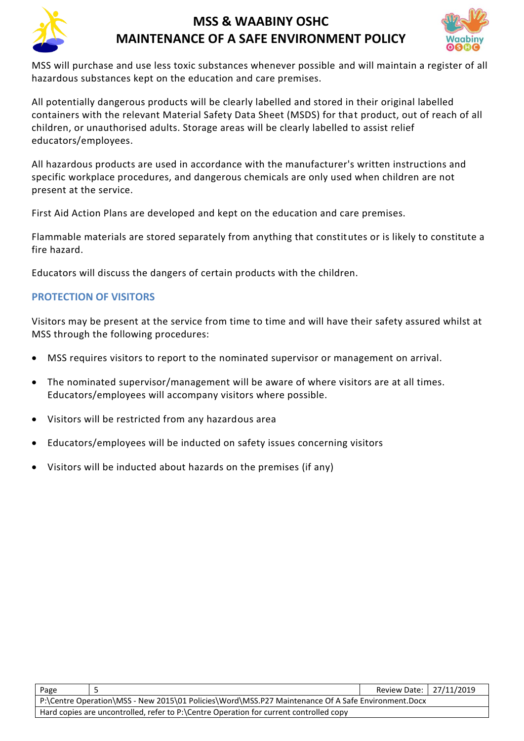MSS will purchase and use less toxic substances whenever possible and will maintain a register of all hazardous substances kept on the education and care premises.

All potentially dangerous products will be clearly labelled and stored in their original labelled containers with the relevant Material Safety Data Sheet (MSDS) for that product, out of reach of all children, or unauthorised adults. Storage areas will be clearly labelled to assist relief educators/employees.

All hazardous products are used in accordance with the manufacturer's written instructions and specific workplace procedures, and dangerous chemicals are only used when children are not present at the service.

First Aid Action Plans are developed and kept on the education and care premises.

Flammable materials are stored separately from anything that constitutes or is likely to constitute a fire hazard.

Educators will discuss the dangers of certain products with the children.

## PROTECTION OF VISITORS

Visitors may be present at the service from time to time and will have their safety assured whilst at MSS through the following procedures:

- MSS requires visitors to report to the nominated supervisor or management on arrival.
- The nominated supervisor/management will be aware of where visitors are at all times. Educators/employees will accompany visitors where possible.
- Visitors will be restricted from any hazardous area
- Educators/employees will be inducted on safety issues concerning visitors
- Visitors will be inducted about hazards on the premises (if any)